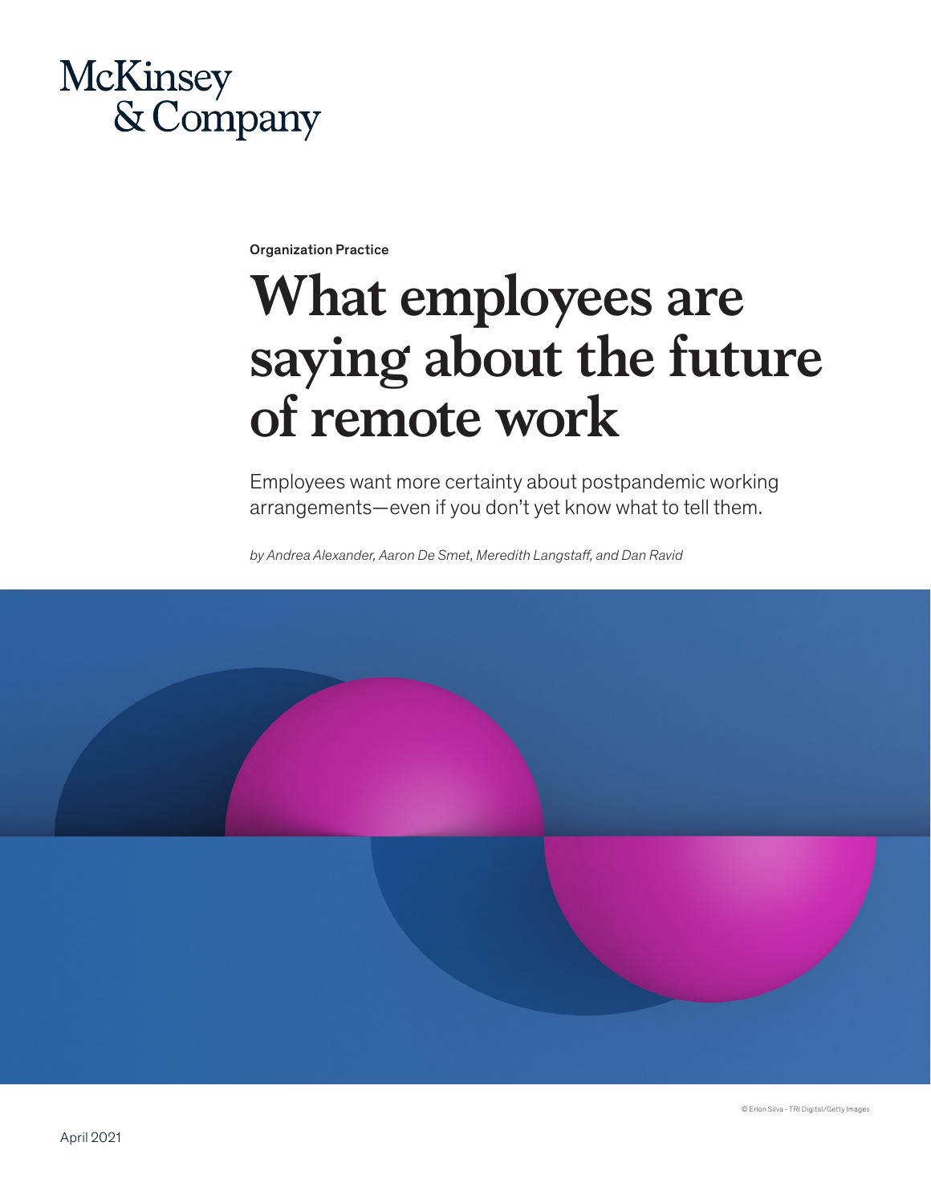McKinsey & Company

Organization Practice

# What employees are saying about the future of remote work

Employees want more certainty about postpandemic working arrangements—even if you don't yet know what to tell them.

*by Andrea Alexander, Aaron De Smet, Meredith Langstaff, and Dan Ravid*

© Erlon Silva - TRI Digital/Getty Images

April 2021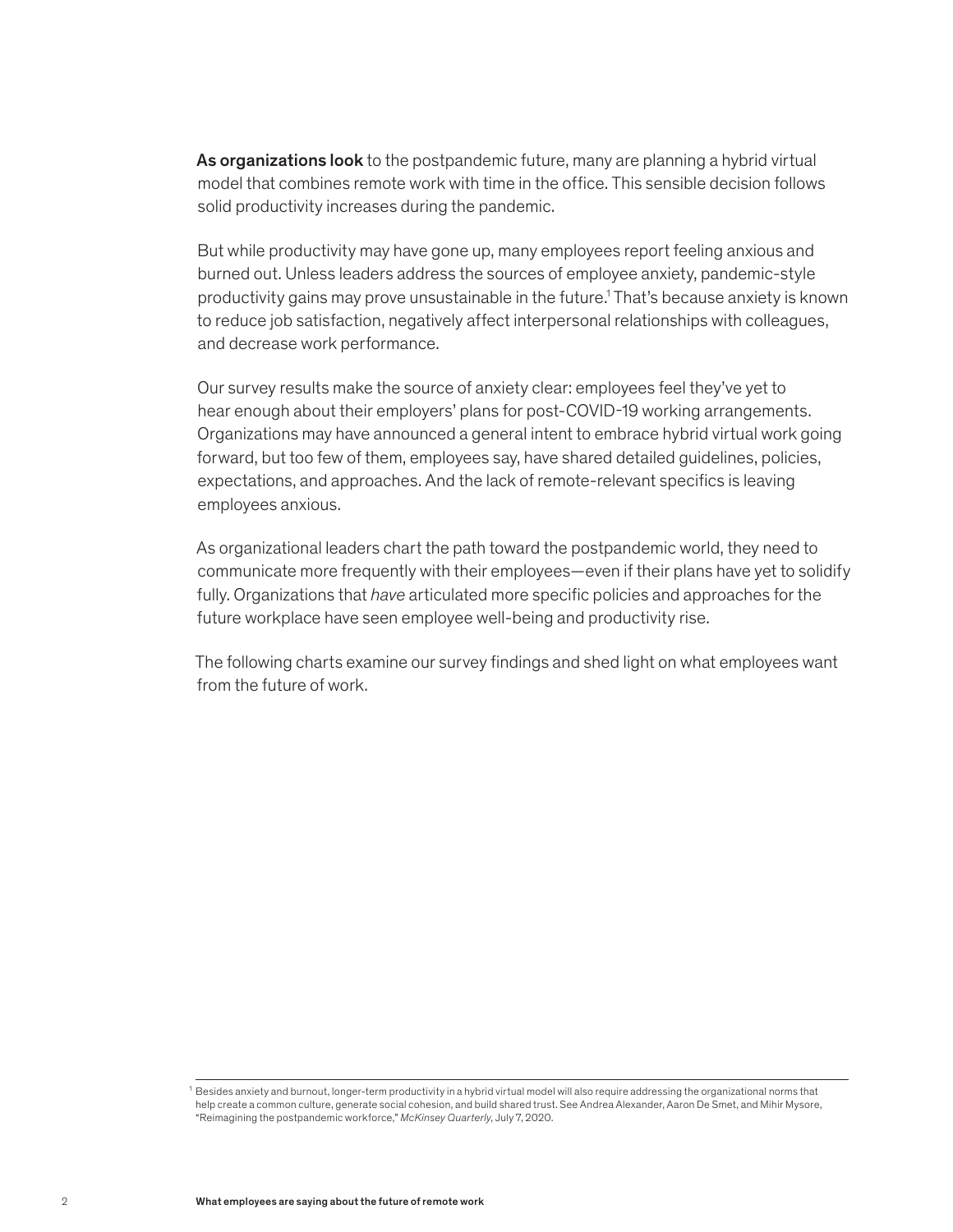**As organizations look** to the postpandemic future, many are planning a hybrid virtual model that combines remote work with time in the office. This sensible decision follows solid productivity increases during the pandemic.

But while productivity may have gone up, many employees report feeling anxious and burned out. Unless leaders address the sources of employee anxiety, pandemic-style productivity gains may prove unsustainable in the future.[1] That's because anxiety is known to reduce job satisfaction, negatively affect interpersonal relationships with colleagues, and decrease work performance.

Our survey results make the source of anxiety clear: employees feel they've yet to hear enough about their employers' plans for post-COVID-19 working arrangements. Organizations may have announced a general intent to embrace hybrid virtual work going forward, but too few of them, employees say, have shared detailed guidelines, policies, expectations, and approaches. And the lack of remote-relevant specifics is leaving employees anxious.

As organizational leaders chart the path toward the postpandemic world, they need to communicate more frequently with their employees—even if their plans have yet to solidify fully. Organizations that *have* articulated more specific policies and approaches for the future workplace have seen employee well-being and productivity rise.

The following charts examine our survey findings and shed light on what employees want from the future of work.

---

[1] Besides anxiety and burnout, longer-term productivity in a hybrid virtual model will also require addressing the organizational norms that help create a common culture, generate social cohesion, and build shared trust. See Andrea Alexander, Aaron De Smet, and Mihir Mysore, "Reimagining the postpandemic workforce," *McKinsey Quarterly*, July 7, 2020.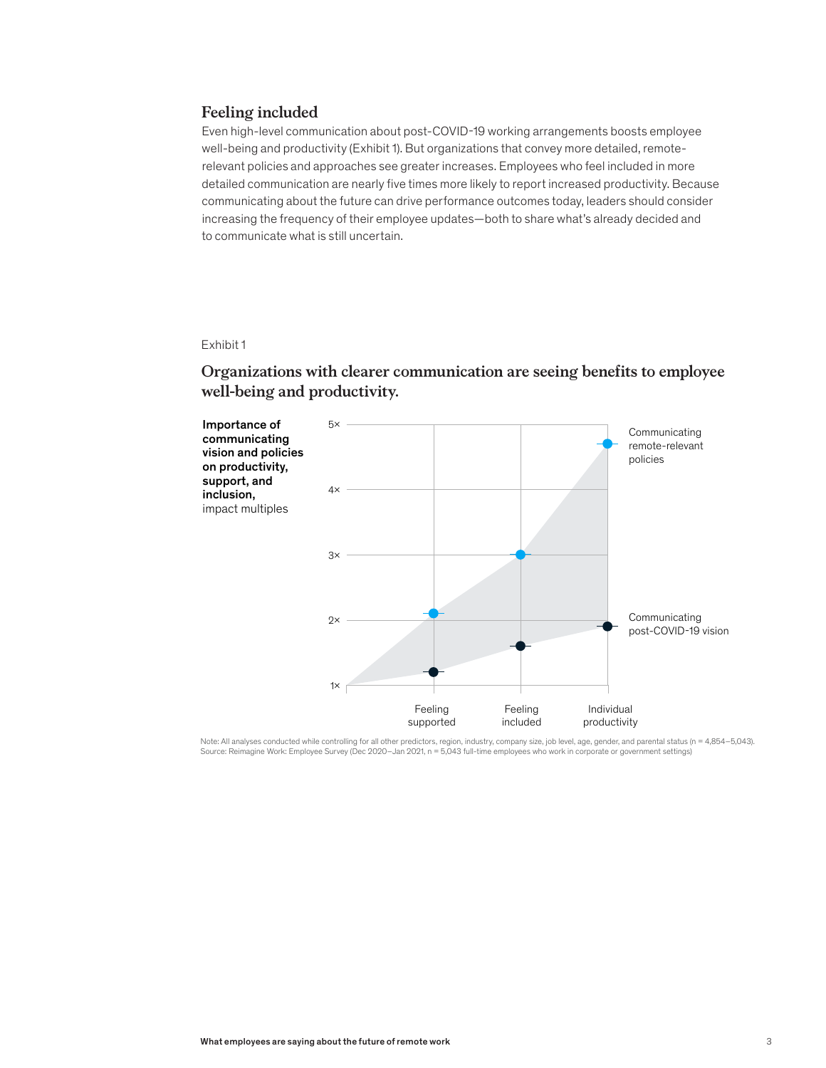## Feeling included

Even high-level communication about post-COVID-19 working arrangements boosts employee well-being and productivity (Exhibit 1). But organizations that convey more detailed, remote-relevant policies and approaches see greater increases. Employees who feel included in more detailed communication are nearly five times more likely to report increased productivity. Because communicating about the future can drive performance outcomes today, leaders should consider increasing the frequency of their employee updates—both to share what's already decided and to communicate what is still uncertain.

Exhibit 1

### Organizations with clearer communication are seeing benefits to employee well-being and productivity.

**Importance of communicating vision and policies on productivity, support, and inclusion,** impact multiples

| | Feeling supported | Feeling included | Individual productivity |
|---|---|---|---|
| Communicating remote-relevant policies | ~2.1× | ~3.0× | ~4.7× |
| Communicating post-COVID-19 vision | ~1.2× | ~1.6× | ~1.9× |

Note: All analyses conducted while controlling for all other predictors, region, industry, company size, job level, age, gender, and parental status (n = 4,854–5,043).
Source: Reimagine Work: Employee Survey (Dec 2020–Jan 2021, n = 5,043 full-time employees who work in corporate or government settings)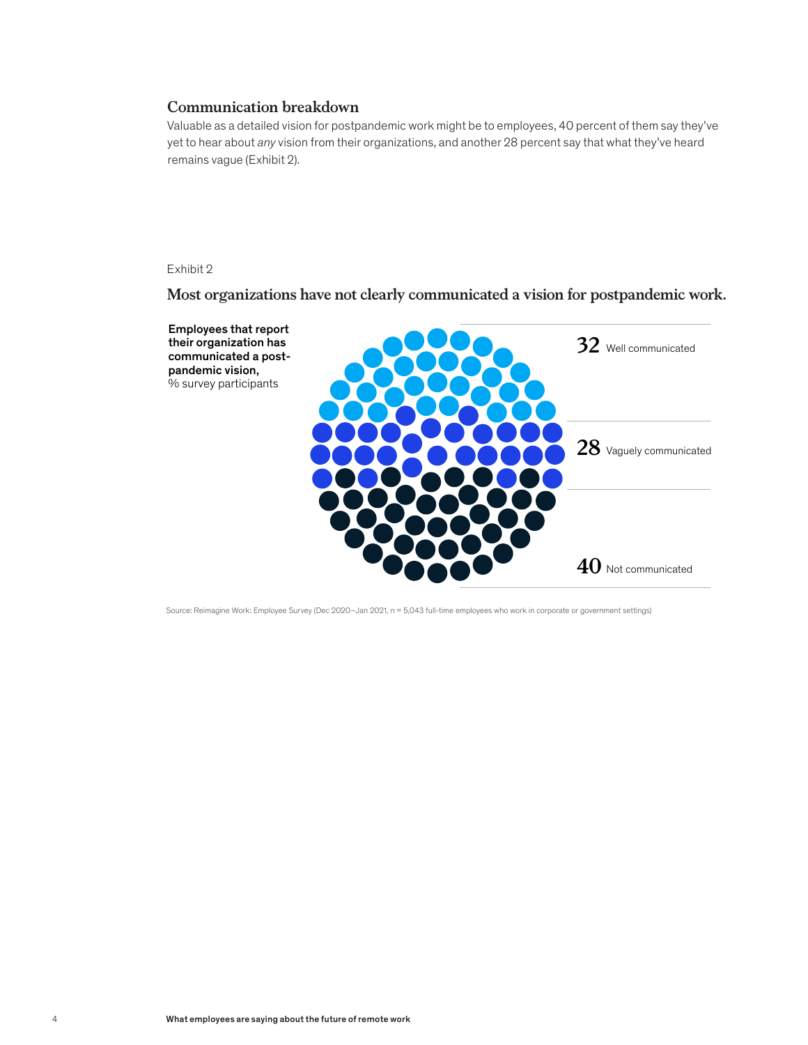### Communication breakdown

Valuable as a detailed vision for postpandemic work might be to employees, 40 percent of them say they've yet to hear about *any* vision from their organizations, and another 28 percent say that what they've heard remains vague (Exhibit 2).

Exhibit 2

**Most organizations have not clearly communicated a vision for postpandemic work.**

**Employees that report their organization has communicated a post-pandemic vision,**
% survey participants

32 Well communicated

28 Vaguely communicated

40 Not communicated

Source: Reimagine Work: Employee Survey (Dec 2020–Jan 2021, n = 5,043 full-time employees who work in corporate or government settings)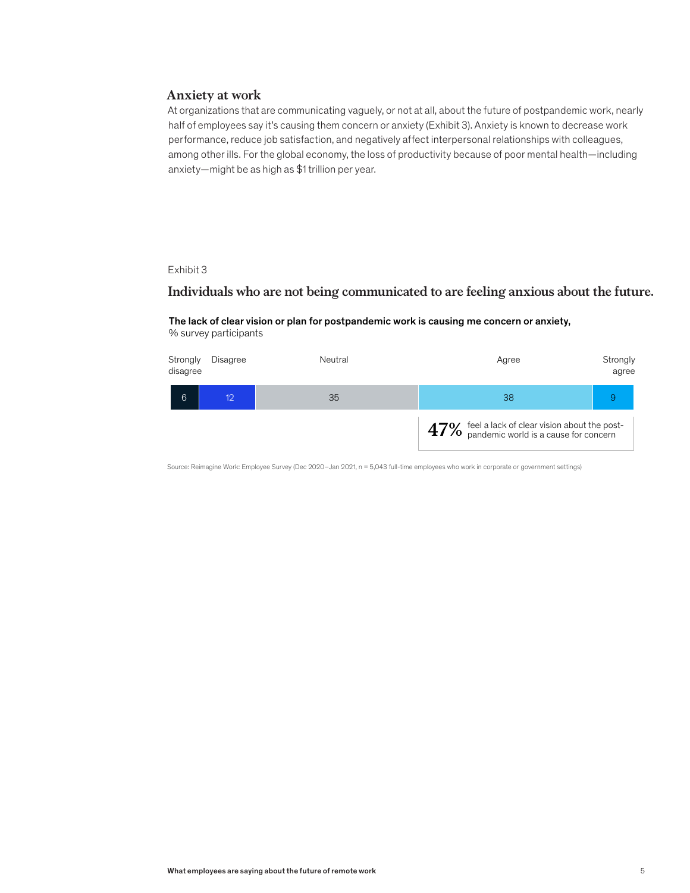## Anxiety at work

At organizations that are communicating vaguely, or not at all, about the future of postpandemic work, nearly half of employees say it's causing them concern or anxiety (Exhibit 3). Anxiety is known to decrease work performance, reduce job satisfaction, and negatively affect interpersonal relationships with colleagues, among other ills. For the global economy, the loss of productivity because of poor mental health—including anxiety—might be as high as $1 trillion per year.

Exhibit 3

### Individuals who are not being communicated to are feeling anxious about the future.

**The lack of clear vision or plan for postpandemic work is causing me concern or anxiety,** % survey participants

| Strongly disagree | Disagree | Neutral | Agree | Strongly agree |
|---|---|---|---|---|
| 6 | 12 | 35 | 38 | 9 |

**47%** feel a lack of clear vision about the post-pandemic world is a cause for concern

Source: Reimagine Work: Employee Survey (Dec 2020–Jan 2021, n = 5,043 full-time employees who work in corporate or government settings)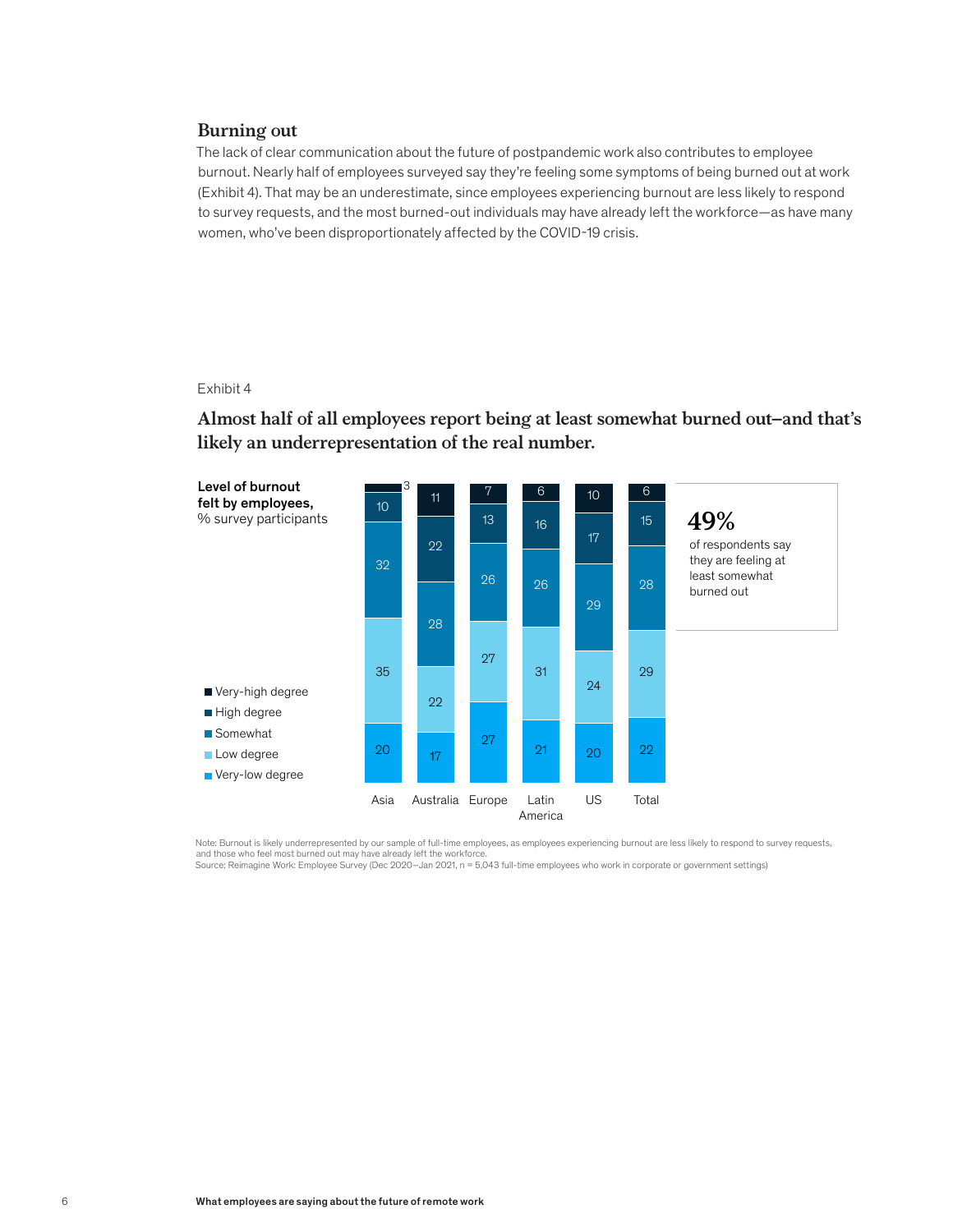## Burning out

The lack of clear communication about the future of postpandemic work also contributes to employee burnout. Nearly half of employees surveyed say they're feeling some symptoms of being burned out at work (Exhibit 4). That may be an underestimate, since employees experiencing burnout are less likely to respond to survey requests, and the most burned-out individuals may have already left the workforce—as have many women, who've been disproportionately affected by the COVID-19 crisis.

Exhibit 4

**Almost half of all employees report being at least somewhat burned out–and that's likely an underrepresentation of the real number.**

**Level of burnout felt by employees,** % survey participants

| | Asia | Australia | Europe | Latin America | US | Total |
|---|---|---|---|---|---|---|
| Very-high degree | 3 | 11 | 7 | 6 | 10 | 6 |
| High degree | 10 | 22 | 13 | 16 | 17 | 15 |
| Somewhat | 32 | 28 | 26 | 26 | 29 | 28 |
| Low degree | 35 | 22 | 27 | 31 | 24 | 29 |
| Very-low degree | 20 | 17 | 27 | 21 | 20 | 22 |

**49%** of respondents say they are feeling at least somewhat burned out

Note: Burnout is likely underrepresented by our sample of full-time employees, as employees experiencing burnout are less likely to respond to survey requests, and those who feel most burned out may have already left the workforce.
Source: Reimagine Work: Employee Survey (Dec 2020–Jan 2021, n = 5,043 full-time employees who work in corporate or government settings)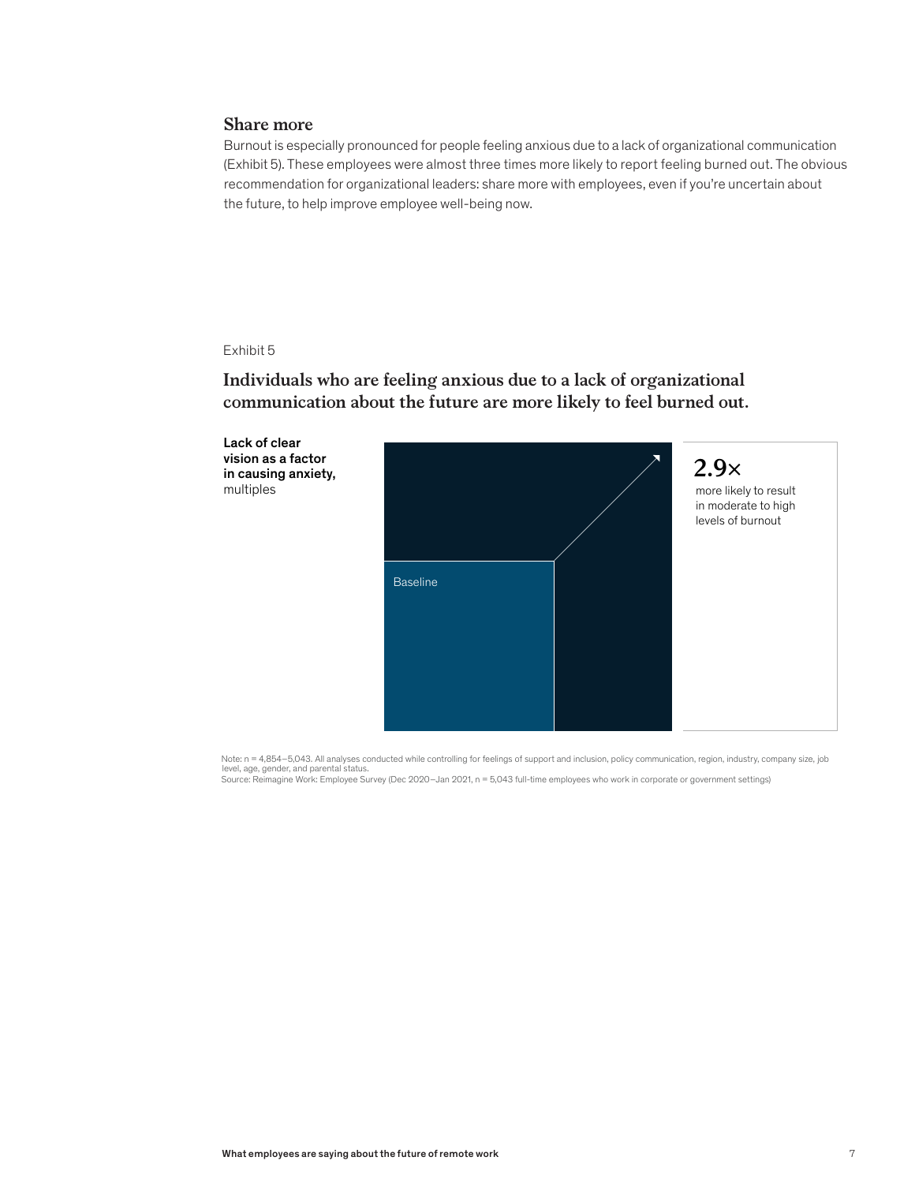## Share more

Burnout is especially pronounced for people feeling anxious due to a lack of organizational communication (Exhibit 5). These employees were almost three times more likely to report feeling burned out. The obvious recommendation for organizational leaders: share more with employees, even if you're uncertain about the future, to help improve employee well-being now.

Exhibit 5

### Individuals who are feeling anxious due to a lack of organizational communication about the future are more likely to feel burned out.

**Lack of clear vision as a factor in causing anxiety,** multiples

Baseline

2.9×
more likely to result in moderate to high levels of burnout

Note: n = 4,854–5,043. All analyses conducted while controlling for feelings of support and inclusion, policy communication, region, industry, company size, job level, age, gender, and parental status.
Source: Reimagine Work: Employee Survey (Dec 2020–Jan 2021, n = 5,043 full-time employees who work in corporate or government settings)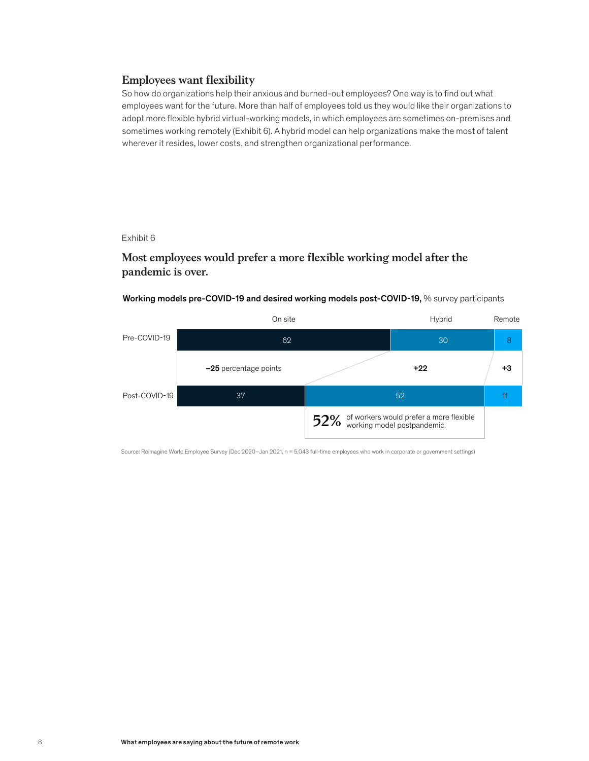### Employees want flexibility

So how do organizations help their anxious and burned-out employees? One way is to find out what employees want for the future. More than half of employees told us they would like their organizations to adopt more flexible hybrid virtual-working models, in which employees are sometimes on-premises and sometimes working remotely (Exhibit 6). A hybrid model can help organizations make the most of talent wherever it resides, lower costs, and strengthen organizational performance.

Exhibit 6

## Most employees would prefer a more flexible working model after the pandemic is over.

**Working models pre-COVID-19 and desired working models post-COVID-19,** % survey participants

| | On site | Hybrid | Remote |
|---|---|---|---|
| Pre-COVID-19 | 62 | 30 | 8 |
| | **–25** percentage points | **+22** | **+3** |
| Post-COVID-19 | 37 | 52 | 11 |

52% of workers would prefer a more flexible working model postpandemic.

Source: Reimagine Work: Employee Survey (Dec 2020–Jan 2021, n = 5,043 full-time employees who work in corporate or government settings)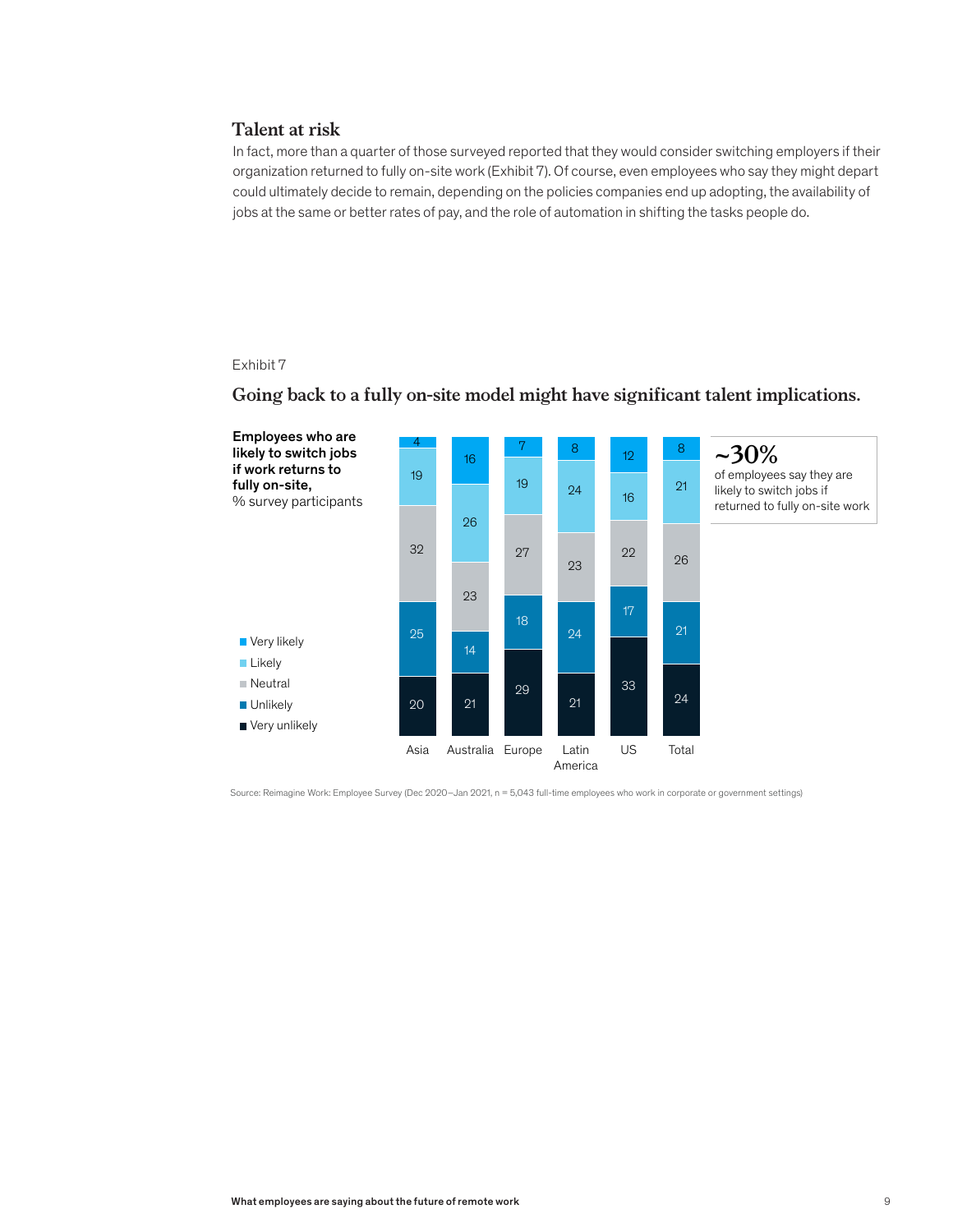## Talent at risk

In fact, more than a quarter of those surveyed reported that they would consider switching employers if their organization returned to fully on-site work (Exhibit 7). Of course, even employees who say they might depart could ultimately decide to remain, depending on the policies companies end up adopting, the availability of jobs at the same or better rates of pay, and the role of automation in shifting the tasks people do.

Exhibit 7

### Going back to a fully on-site model might have significant talent implications.

**Employees who are likely to switch jobs if work returns to fully on-site,** % survey participants

| | Asia | Australia | Europe | Latin America | US | Total |
|---|---|---|---|---|---|---|
| Very likely | 4 | 16 | 7 | 8 | 12 | 8 |
| Likely | 19 | 26 | 19 | 24 | 16 | 21 |
| Neutral | 32 | 23 | 27 | 23 | 22 | 26 |
| Unlikely | 25 | 14 | 18 | 24 | 17 | 21 |
| Very unlikely | 20 | 21 | 29 | 21 | 33 | 24 |

**~30%** of employees say they are likely to switch jobs if returned to fully on-site work

Source: Reimagine Work: Employee Survey (Dec 2020–Jan 2021, n = 5,043 full-time employees who work in corporate or government settings)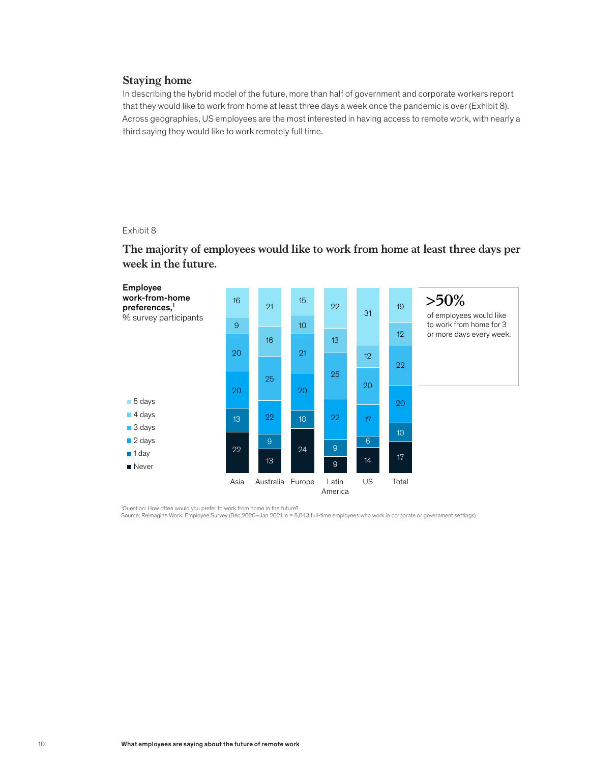## Staying home

In describing the hybrid model of the future, more than half of government and corporate workers report that they would like to work from home at least three days a week once the pandemic is over (Exhibit 8). Across geographies, US employees are the most interested in having access to remote work, with nearly a third saying they would like to work remotely full time.

Exhibit 8

**The majority of employees would like to work from home at least three days per week in the future.**

**Employee work-from-home preferences,**[1] % survey participants

| | Asia | Australia | Europe | Latin America | US | Total |
|---|---|---|---|---|---|---|
| 5 days | 16 | 21 | 15 | 22 | 31 | 19 |
| 4 days | 9 | 16 | 10 | 13 | 12 | 12 |
| 3 days | 20 | 25 | 21 | 25 | 20 | 22 |
| 2 days | 20 | 22 | 20 | 22 | 17 | 20 |
| 1 day | 13 | 9 | 10 | 9 | 6 | 10 |
| Never | 22 | 13 | 24 | 9 | 14 | 17 |

**>50%** of employees would like to work from home for 3 or more days every week.

[1]Question: How often would you prefer to work from home in the future?

Source: Reimagine Work: Employee Survey (Dec 2020–Jan 2021, n = 5,043 full-time employees who work in corporate or government settings)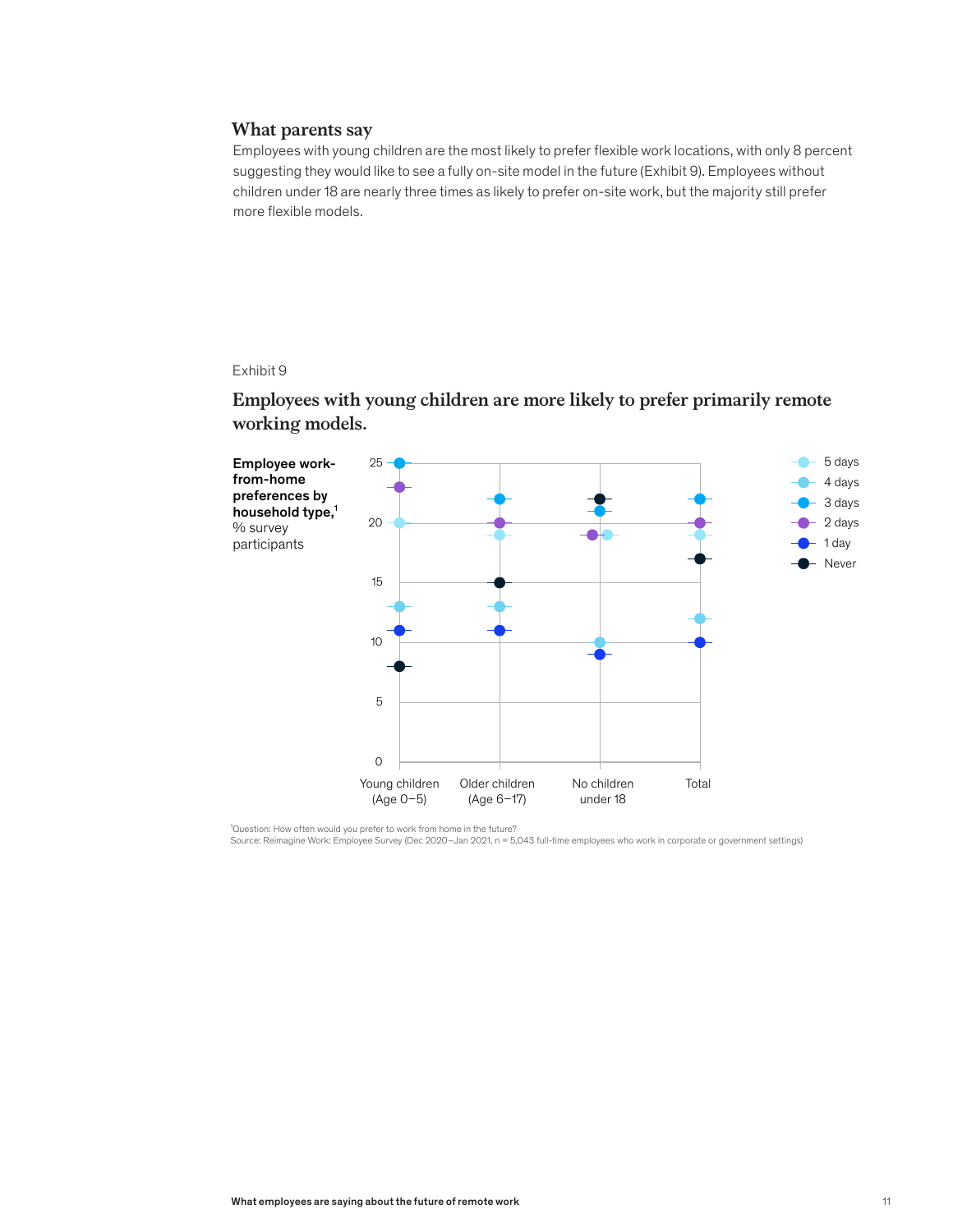## What parents say

Employees with young children are the most likely to prefer flexible work locations, with only 8 percent suggesting they would like to see a fully on-site model in the future (Exhibit 9). Employees without children under 18 are nearly three times as likely to prefer on-site work, but the majority still prefer more flexible models.

Exhibit 9

### Employees with young children are more likely to prefer primarily remote working models.

**Employee work-from-home preferences by household type,**[1]
% survey participants

| | Young children (Age 0–5) | Older children (Age 6–17) | No children under 18 | Total |
|---|---|---|---|---|
| 5 days | 20 | 19 | 19 | 19 |
| 4 days | 13 | 13 | 10 | 12 |
| 3 days | 25 | 22 | 21 | 22 |
| 2 days | 23 | 20 | 19 | 20 |
| 1 day | 11 | 11 | 9 | 10 |
| Never | 8 | 15 | 22 | 17 |

[1]Question: How often would you prefer to work from home in the future?
Source: Reimagine Work: Employee Survey (Dec 2020–Jan 2021, n = 5,043 full-time employees who work in corporate or government settings)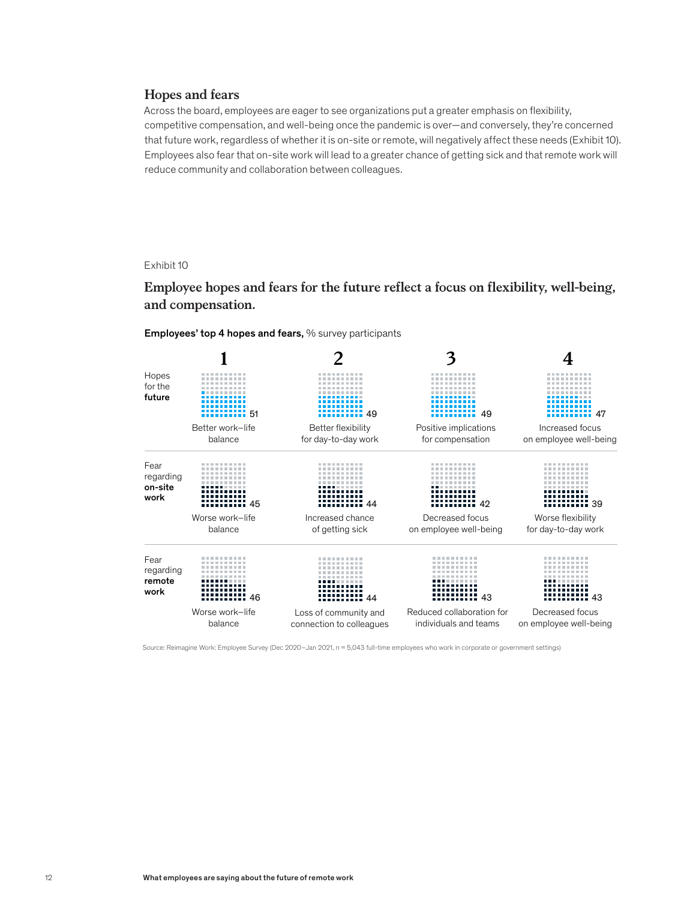## Hopes and fears

Across the board, employees are eager to see organizations put a greater emphasis on flexibility, competitive compensation, and well-being once the pandemic is over—and conversely, they're concerned that future work, regardless of whether it is on-site or remote, will negatively affect these needs (Exhibit 10). Employees also fear that on-site work will lead to a greater chance of getting sick and that remote work will reduce community and collaboration between colleagues.

Exhibit 10

### Employee hopes and fears for the future reflect a focus on flexibility, well-being, and compensation.

**Employees' top 4 hopes and fears,** % survey participants

| | 1 | 2 | 3 | 4 |
|---|---|---|---|---|
| Hopes for the **future** | 51 Better work–life balance | 49 Better flexibility for day-to-day work | 49 Positive implications for compensation | 47 Increased focus on employee well-being |
| Fear regarding **on-site work** | 45 Worse work–life balance | 44 Increased chance of getting sick | 42 Decreased focus on employee well-being | 39 Worse flexibility for day-to-day work |
| Fear regarding **remote work** | 46 Worse work–life balance | 44 Loss of community and connection to colleagues | 43 Reduced collaboration for individuals and teams | 43 Decreased focus on employee well-being |

Source: Reimagine Work: Employee Survey (Dec 2020–Jan 2021, n = 5,043 full-time employees who work in corporate or government settings)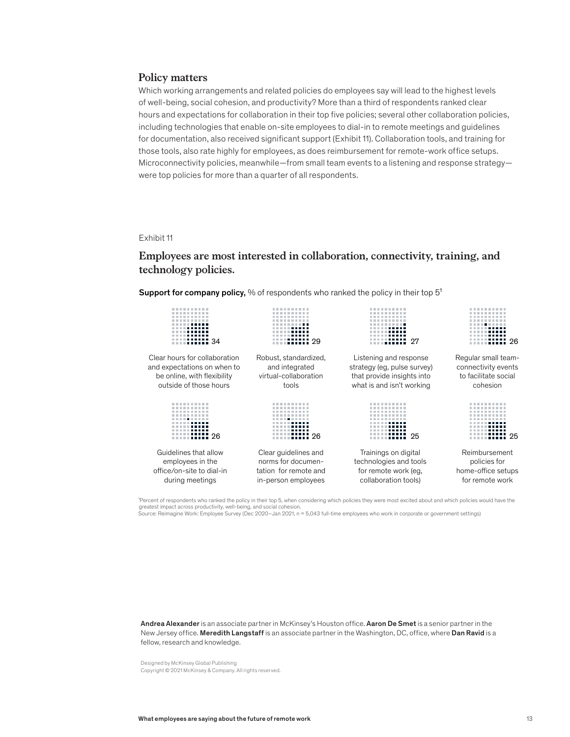## Policy matters

Which working arrangements and related policies do employees say will lead to the highest levels of well-being, social cohesion, and productivity? More than a third of respondents ranked clear hours and expectations for collaboration in their top five policies; several other collaboration policies, including technologies that enable on-site employees to dial-in to remote meetings and guidelines for documentation, also received significant support (Exhibit 11). Collaboration tools, and training for those tools, also rate highly for employees, as does reimbursement for remote-work office setups. Microconnectivity policies, meanwhile—from small team events to a listening and response strategy—were top policies for more than a quarter of all respondents.

Exhibit 11

### Employees are most interested in collaboration, connectivity, training, and technology policies.

**Support for company policy,** % of respondents who ranked the policy in their top 5[1]

34
Clear hours for collaboration and expectations on when to be online, with flexibility outside of those hours

29
Robust, standardized, and integrated virtual-collaboration tools

27
Listening and response strategy (eg, pulse survey) that provide insights into what is and isn't working

26
Regular small team-connectivity events to facilitate social cohesion

26
Guidelines that allow employees in the office/on-site to dial-in during meetings

26
Clear guidelines and norms for documentation for remote and in-person employees

25
Trainings on digital technologies and tools for remote work (eg, collaboration tools)

25
Reimbursement policies for home-office setups for remote work

[1]Percent of respondents who ranked the policy in their top 5, when considering which policies they were most excited about and which policies would have the greatest impact across productivity, well-being, and social cohesion.
Source: Reimagine Work: Employee Survey (Dec 2020–Jan 2021, n = 5,043 full-time employees who work in corporate or government settings)

**Andrea Alexander** is an associate partner in McKinsey's Houston office. **Aaron De Smet** is a senior partner in the New Jersey office. **Meredith Langstaff** is an associate partner in the Washington, DC, office, where **Dan Ravid** is a fellow, research and knowledge.

Designed by McKinsey Global Publishing
Copyright © 2021 McKinsey & Company. All rights reserved.